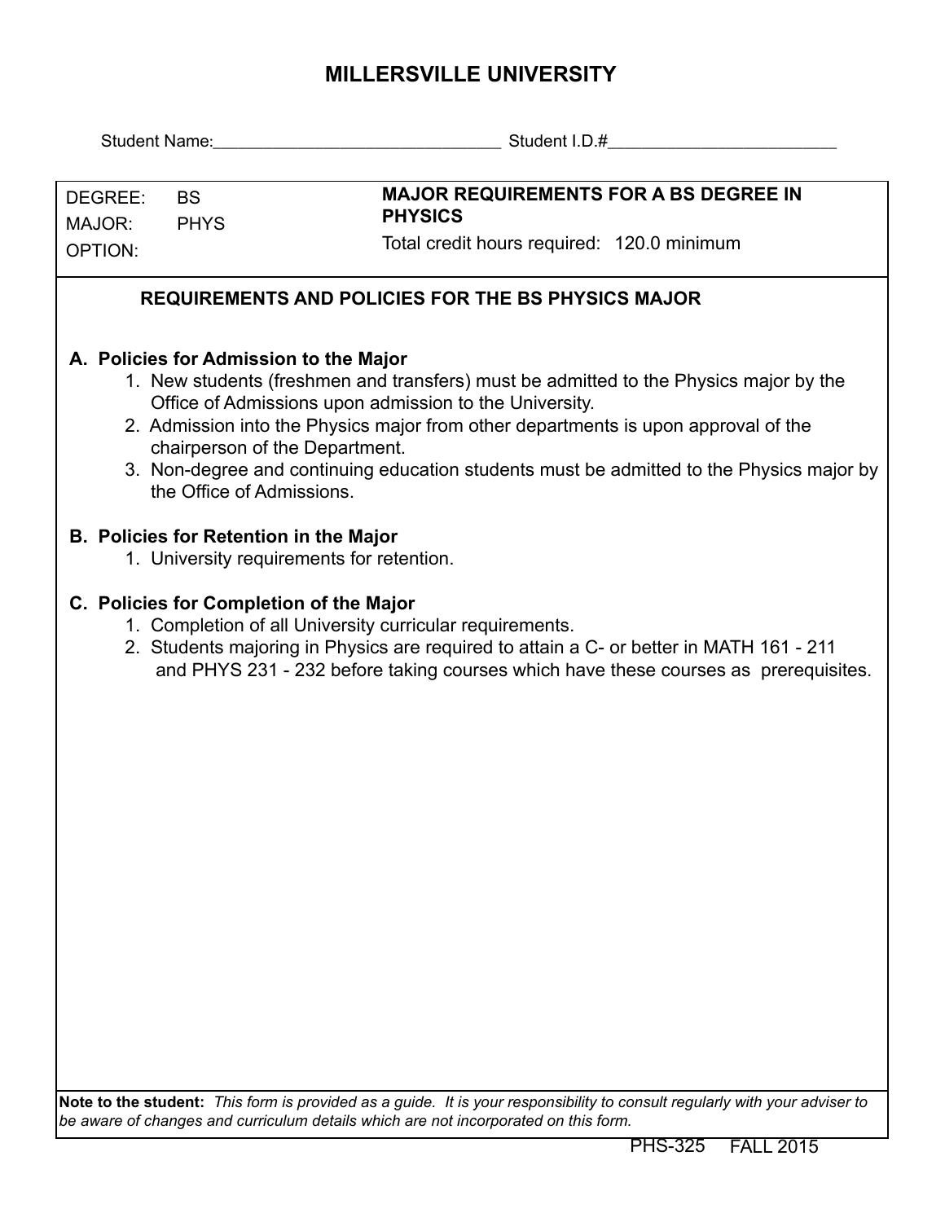# MILLERSVILLE UNIVERSITY

Student Name:_______________________________ Student I.D.#_________________________

| DEGREE: BS<br>MAJOR: PHYS<br>OPTION: | **MAJOR REQUIREMENTS FOR A BS DEGREE IN PHYSICS**<br>Total credit hours required: 120.0 minimum |
|---|---|

## REQUIREMENTS AND POLICIES FOR THE BS PHYSICS MAJOR

### A. Policies for Admission to the Major

1. New students (freshmen and transfers) must be admitted to the Physics major by the Office of Admissions upon admission to the University.
2. Admission into the Physics major from other departments is upon approval of the chairperson of the Department.
3. Non-degree and continuing education students must be admitted to the Physics major by the Office of Admissions.

### B. Policies for Retention in the Major

1. University requirements for retention.

### C. Policies for Completion of the Major

1. Completion of all University curricular requirements.
2. Students majoring in Physics are required to attain a C- or better in MATH 161 - 211 and PHYS 231 - 232 before taking courses which have these courses as prerequisites.

**Note to the student:** *This form is provided as a guide. It is your responsibility to consult regularly with your adviser to be aware of changes and curriculum details which are not incorporated on this form.*

PHS-325 FALL 2015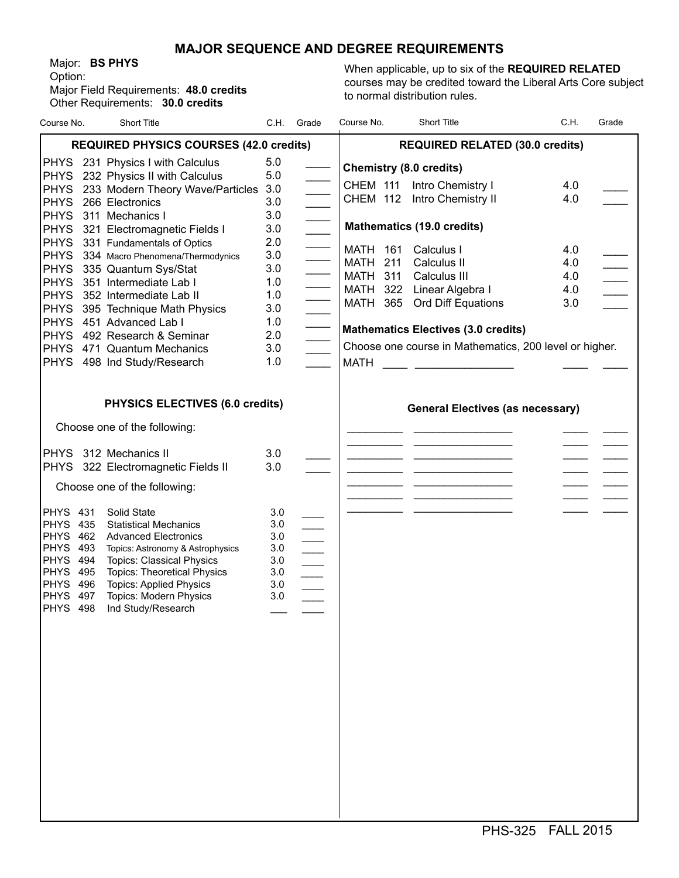# MAJOR SEQUENCE AND DEGREE REQUIREMENTS

Major: **BS PHYS**
Option:
Major Field Requirements: **48.0 credits**
Other Requirements: **30.0 credits**

When applicable, up to six of the **REQUIRED RELATED** courses may be credited toward the Liberal Arts Core subject to normal distribution rules.

## REQUIRED PHYSICS COURSES (42.0 credits)

| Course No. | Short Title | C.H. | Grade |
|---|---|---|---|
| PHYS 231 | Physics I with Calculus | 5.0 | ____ |
| PHYS 232 | Physics II with Calculus | 5.0 | ____ |
| PHYS 233 | Modern Theory Wave/Particles | 3.0 | ____ |
| PHYS 266 | Electronics | 3.0 | ____ |
| PHYS 311 | Mechanics I | 3.0 | ____ |
| PHYS 321 | Electromagnetic Fields I | 3.0 | ____ |
| PHYS 331 | Fundamentals of Optics | 2.0 | ____ |
| PHYS 334 | Macro Phenomena/Thermodynics | 3.0 | ____ |
| PHYS 335 | Quantum Sys/Stat | 3.0 | ____ |
| PHYS 351 | Intermediate Lab I | 1.0 | ____ |
| PHYS 352 | Intermediate Lab II | 1.0 | ____ |
| PHYS 395 | Technique Math Physics | 3.0 | ____ |
| PHYS 451 | Advanced Lab I | 1.0 | ____ |
| PHYS 492 | Research & Seminar | 2.0 | ____ |
| PHYS 471 | Quantum Mechanics | 3.0 | ____ |
| PHYS 498 | Ind Study/Research | 1.0 | ____ |

## PHYSICS ELECTIVES (6.0 credits)

Choose one of the following:

| Course No. | Short Title | C.H. | Grade |
|---|---|---|---|
| PHYS 312 | Mechanics II | 3.0 | ____ |
| PHYS 322 | Electromagnetic Fields II | 3.0 | ____ |

Choose one of the following:

| Course No. | Short Title | C.H. | Grade |
|---|---|---|---|
| PHYS 431 | Solid State | 3.0 | ____ |
| PHYS 435 | Statistical Mechanics | 3.0 | ____ |
| PHYS 462 | Advanced Electronics | 3.0 | ____ |
| PHYS 493 | Topics: Astronomy & Astrophysics | 3.0 | ____ |
| PHYS 494 | Topics: Classical Physics | 3.0 | ____ |
| PHYS 495 | Topics: Theoretical Physics | 3.0 | ____ |
| PHYS 496 | Topics: Applied Physics | 3.0 | ____ |
| PHYS 497 | Topics: Modern Physics | 3.0 | ____ |
| PHYS 498 | Ind Study/Research | ___ | ____ |

## REQUIRED RELATED (30.0 credits)

### Chemistry (8.0 credits)

| Course No. | Short Title | C.H. | Grade |
|---|---|---|---|
| CHEM 111 | Intro Chemistry I | 4.0 | ____ |
| CHEM 112 | Intro Chemistry II | 4.0 | ____ |

### Mathematics (19.0 credits)

| Course No. | Short Title | C.H. | Grade |
|---|---|---|---|
| MATH 161 | Calculus I | 4.0 | ____ |
| MATH 211 | Calculus II | 4.0 | ____ |
| MATH 311 | Calculus III | 4.0 | ____ |
| MATH 322 | Linear Algebra I | 4.0 | ____ |
| MATH 365 | Ord Diff Equations | 3.0 | ____ |

### Mathematics Electives (3.0 credits)

Choose one course in Mathematics, 200 level or higher.

| Course No. | Short Title | C.H. | Grade |
|---|---|---|---|
| MATH ____ | ________________ | ____ | ____ |

## General Electives (as necessary)

| Course No. | Short Title | C.H. | Grade |
|---|---|---|---|
| _________ | ________________ | ____ | ____ |
| _________ | ________________ | ____ | ____ |
| _________ | ________________ | ____ | ____ |
| _________ | ________________ | ____ | ____ |
| _________ | ________________ | ____ | ____ |
| _________ | ________________ | ____ | ____ |
| _________ | ________________ | ____ | ____ |

PHS-325 FALL 2015